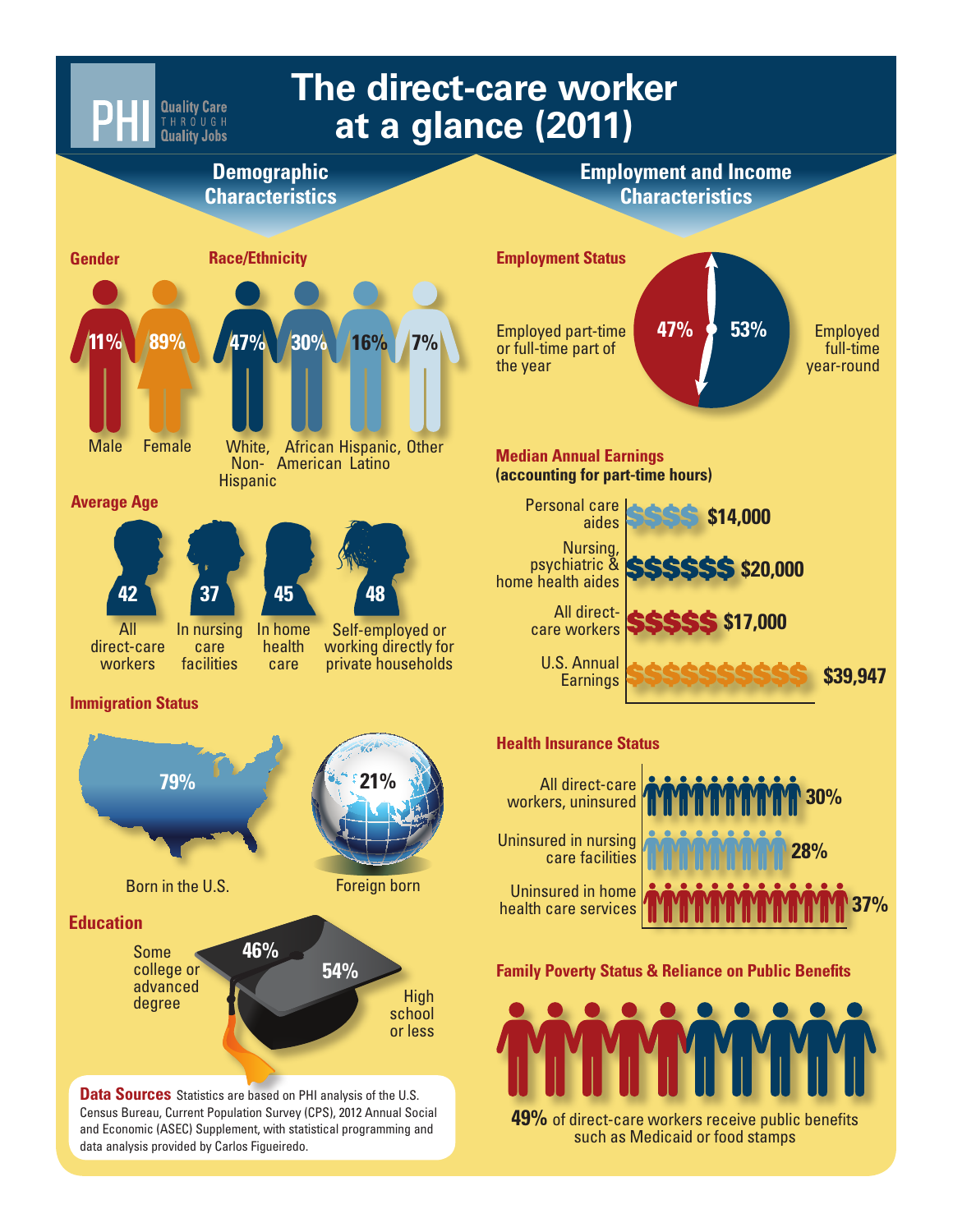PHI Quality Care THROUGH Quality Jobs

# The direct-care worker at a glance (2011)

## Demographic Characteristics

### Gender

- 11% Male
- 89% Female

### Race/Ethnicity

- 47% White, Non-Hispanic
- 30% African American
- 16% Hispanic, Latino
- 7% Other

### Average Age

- 42 All direct-care workers
- 37 In nursing care facilities
- 45 In home health care
- 48 Self-employed or working directly for private households

### Immigration Status

- 79% Born in the U.S.
- 21% Foreign born

### Education

- 46% Some college or advanced degree
- 54% High school or less

**Data Sources** Statistics are based on PHI analysis of the U.S. Census Bureau, Current Population Survey (CPS), 2012 Annual Social and Economic (ASEC) Supplement, with statistical programming and data analysis provided by Carlos Figueiredo.

## Employment and Income Characteristics

### Employment Status

- 47% Employed part-time or full-time part of the year
- 53% Employed full-time year-round

### Median Annual Earnings

**(accounting for part-time hours)**

| Category | Earnings |
|---|---|
| Personal care aides | $14,000 |
| Nursing, psychiatric & home health aides | $20,000 |
| All direct-care workers | $17,000 |
| U.S. Annual Earnings | $39,947 |

### Health Insurance Status

| Category | Percent |
|---|---|
| All direct-care workers, uninsured | 30% |
| Uninsured in nursing care facilities | 28% |
| Uninsured in home health care services | 37% |

### Family Poverty Status & Reliance on Public Benefits

**49%** of direct-care workers receive public benefits such as Medicaid or food stamps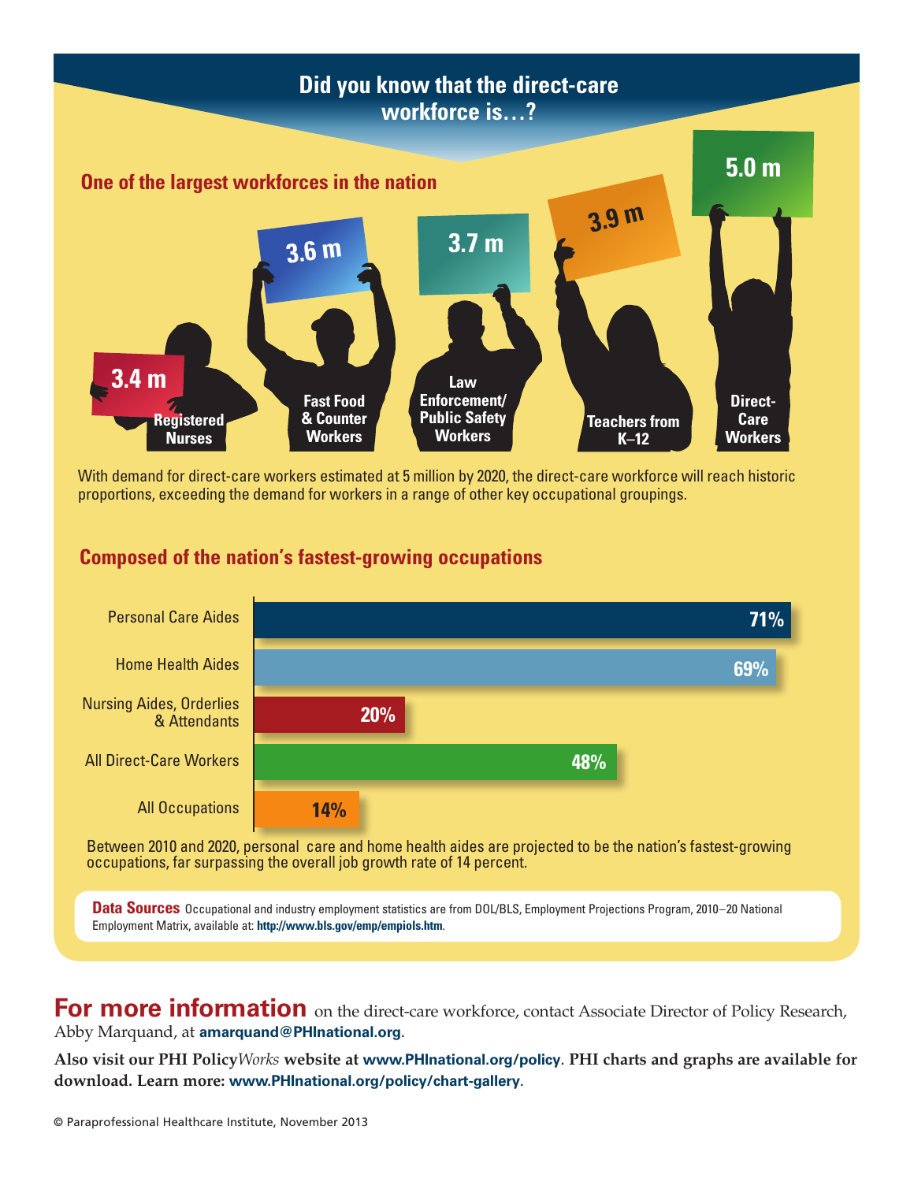## Did you know that the direct-care workforce is…?

### One of the largest workforces in the nation

3.4 m
Registered Nurses

3.6 m
Fast Food & Counter Workers

3.7 m
Law Enforcement/ Public Safety Workers

3.9 m
Teachers from K–12

5.0 m
Direct-Care Workers

With demand for direct-care workers estimated at 5 million by 2020, the direct-care workforce will reach historic proportions, exceeding the demand for workers in a range of other key occupational groupings.

### Composed of the nation's fastest-growing occupations

Personal Care Aides 71%

Home Health Aides 69%

Nursing Aides, Orderlies & Attendants 20%

All Direct-Care Workers 48%

All Occupations 14%

Between 2010 and 2020, personal care and home health aides are projected to be the nation's fastest-growing occupations, far surpassing the overall job growth rate of 14 percent.

**Data Sources** Occupational and industry employment statistics are from DOL/BLS, Employment Projections Program, 2010–20 National Employment Matrix, available at: **http://www.bls.gov/emp/empiols.htm**.

**For more information** on the direct-care workforce, contact Associate Director of Policy Research, Abby Marquand, at **amarquand@PHInational.org**.

**Also visit our PHI Policy*Works* website at www.PHInational.org/policy. PHI charts and graphs are available for download. Learn more: www.PHInational.org/policy/chart-gallery.**

© Paraprofessional Healthcare Institute, November 2013